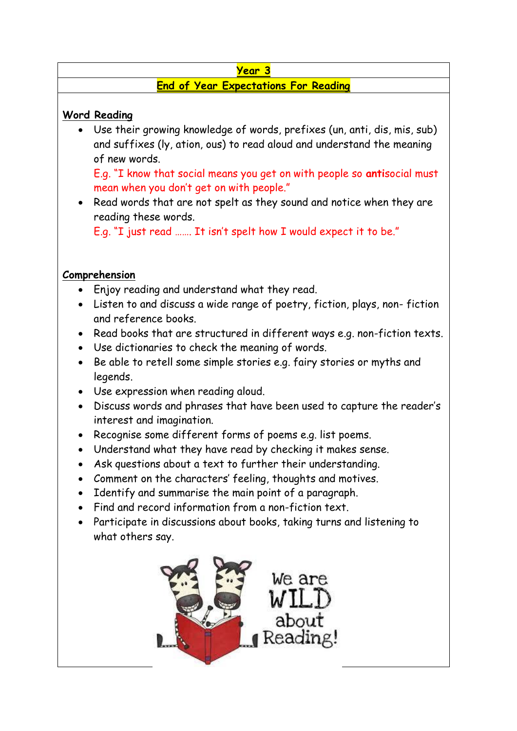# Year 3

## End of Year Expectations For Reading

### Word Reading

- Use their growing knowledge of words, prefixes (un, anti, dis, mis, sub) and suffixes (ly, ation, ous) to read aloud and understand the meaning of new words.
  E.g. "I know that social means you get on with people so **anti**social must mean when you don't get on with people."
- Read words that are not spelt as they sound and notice when they are reading these words.
  E.g. "I just read ……. It isn't spelt how I would expect it to be."

### Comprehension

- Enjoy reading and understand what they read.
- Listen to and discuss a wide range of poetry, fiction, plays, non- fiction and reference books.
- Read books that are structured in different ways e.g. non-fiction texts.
- Use dictionaries to check the meaning of words.
- Be able to retell some simple stories e.g. fairy stories or myths and legends.
- Use expression when reading aloud.
- Discuss words and phrases that have been used to capture the reader's interest and imagination.
- Recognise some different forms of poems e.g. list poems.
- Understand what they have read by checking it makes sense.
- Ask questions about a text to further their understanding.
- Comment on the characters' feeling, thoughts and motives.
- Identify and summarise the main point of a paragraph.
- Find and record information from a non-fiction text.
- Participate in discussions about books, taking turns and listening to what others say.

We are WILD about Reading!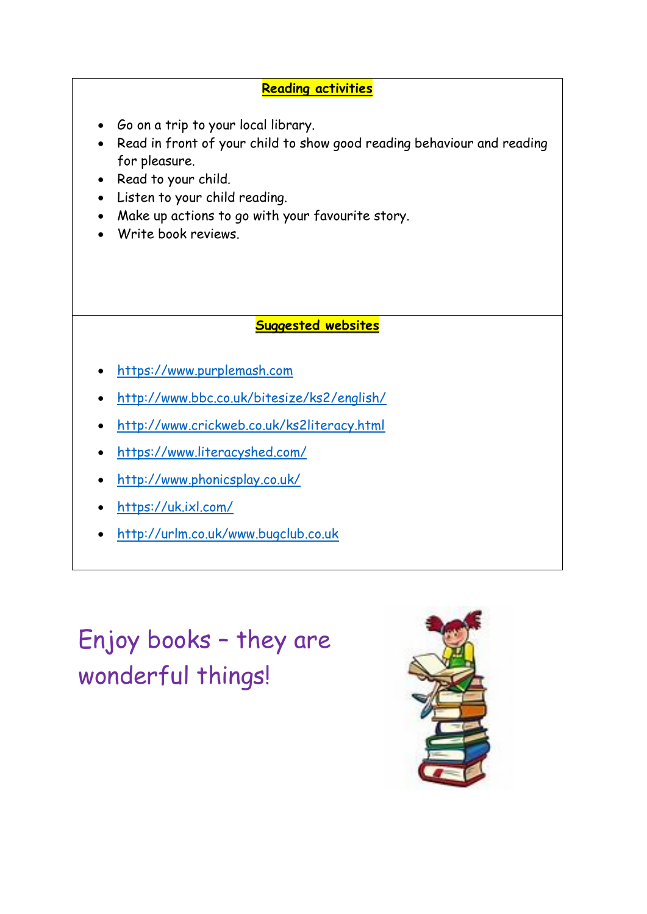## Reading activities

- Go on a trip to your local library.
- Read in front of your child to show good reading behaviour and reading for pleasure.
- Read to your child.
- Listen to your child reading.
- Make up actions to go with your favourite story.
- Write book reviews.

## Suggested websites

- https://www.purplemash.com
- http://www.bbc.co.uk/bitesize/ks2/english/
- http://www.crickweb.co.uk/ks2literacy.html
- https://www.literacyshed.com/
- http://www.phonicsplay.co.uk/
- https://uk.ixl.com/
- http://urlm.co.uk/www.bugclub.co.uk

Enjoy books – they are wonderful things!